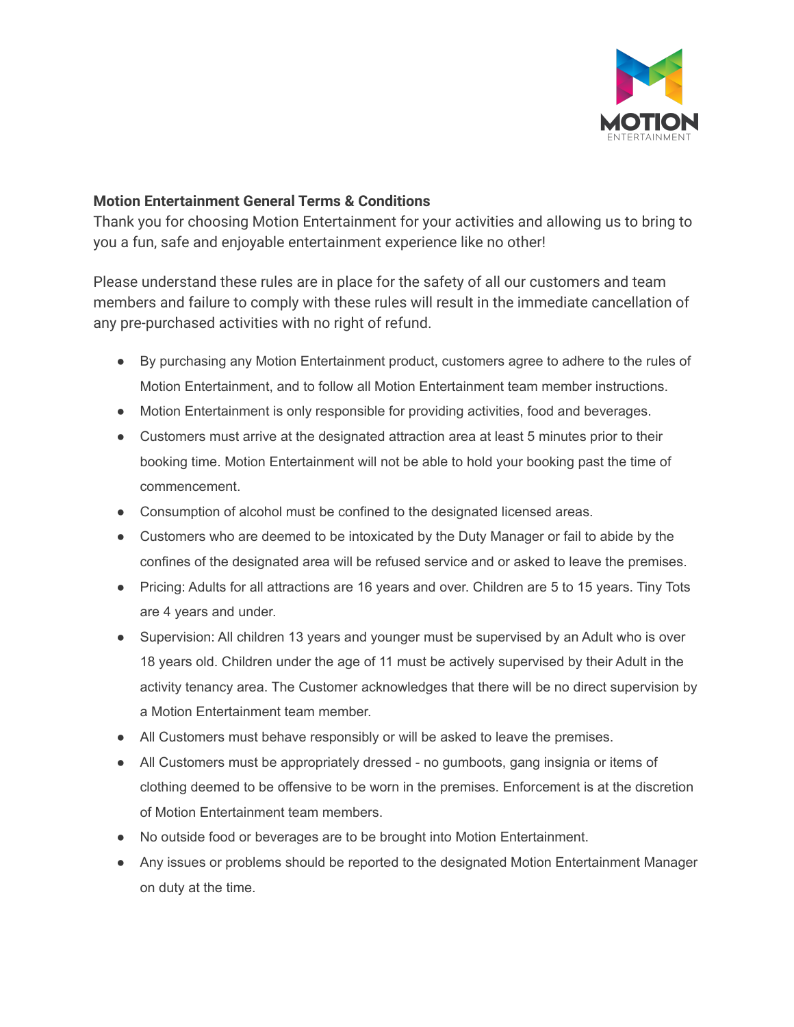**Motion Entertainment General Terms & Conditions**

Thank you for choosing Motion Entertainment for your activities and allowing us to bring to you a fun, safe and enjoyable entertainment experience like no other!

Please understand these rules are in place for the safety of all our customers and team members and failure to comply with these rules will result in the immediate cancellation of any pre-purchased activities with no right of refund.

- By purchasing any Motion Entertainment product, customers agree to adhere to the rules of Motion Entertainment, and to follow all Motion Entertainment team member instructions.
- Motion Entertainment is only responsible for providing activities, food and beverages.
- Customers must arrive at the designated attraction area at least 5 minutes prior to their booking time. Motion Entertainment will not be able to hold your booking past the time of commencement.
- Consumption of alcohol must be confined to the designated licensed areas.
- Customers who are deemed to be intoxicated by the Duty Manager or fail to abide by the confines of the designated area will be refused service and or asked to leave the premises.
- Pricing: Adults for all attractions are 16 years and over. Children are 5 to 15 years. Tiny Tots are 4 years and under.
- Supervision: All children 13 years and younger must be supervised by an Adult who is over 18 years old. Children under the age of 11 must be actively supervised by their Adult in the activity tenancy area. The Customer acknowledges that there will be no direct supervision by a Motion Entertainment team member.
- All Customers must behave responsibly or will be asked to leave the premises.
- All Customers must be appropriately dressed - no gumboots, gang insignia or items of clothing deemed to be offensive to be worn in the premises. Enforcement is at the discretion of Motion Entertainment team members.
- No outside food or beverages are to be brought into Motion Entertainment.
- Any issues or problems should be reported to the designated Motion Entertainment Manager on duty at the time.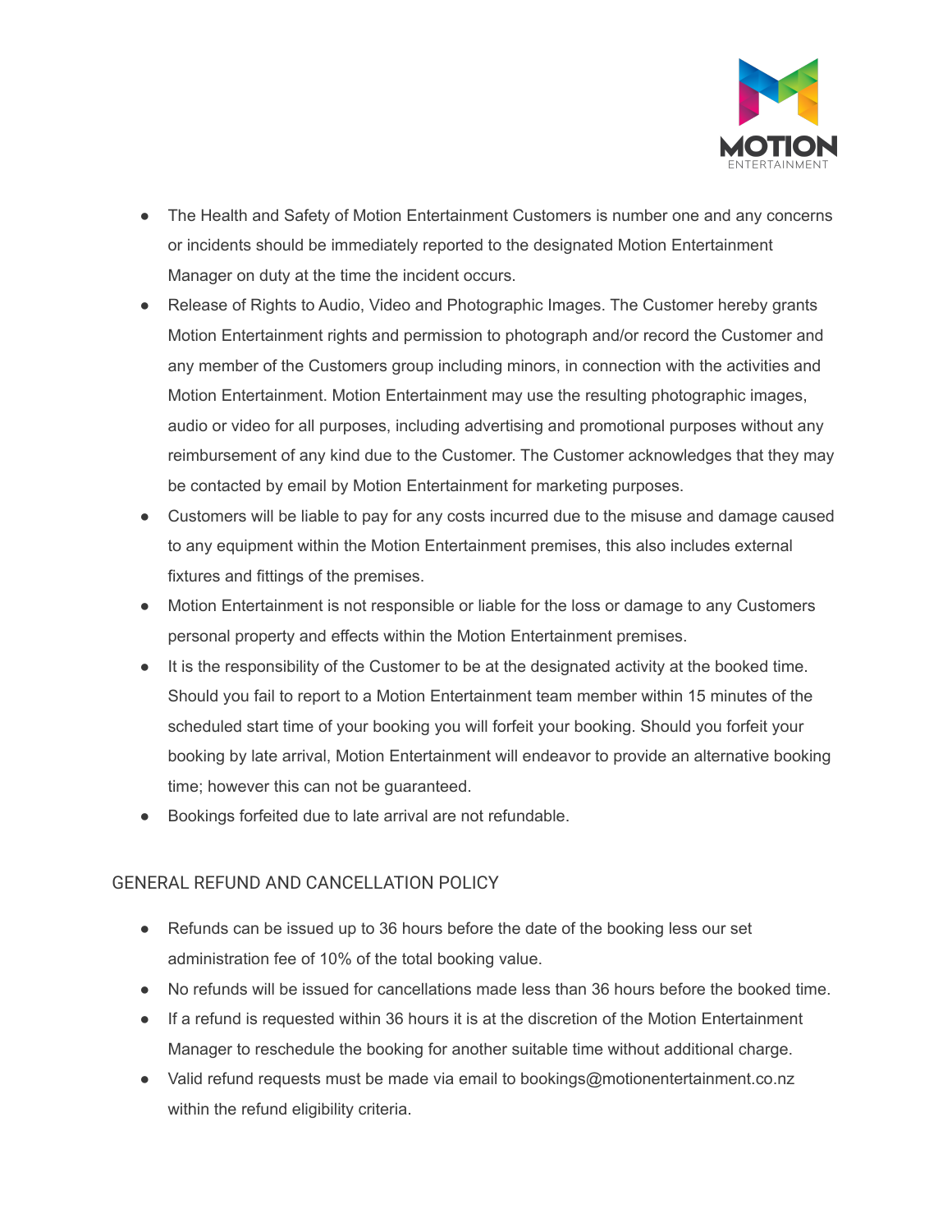- The Health and Safety of Motion Entertainment Customers is number one and any concerns or incidents should be immediately reported to the designated Motion Entertainment Manager on duty at the time the incident occurs.
- Release of Rights to Audio, Video and Photographic Images. The Customer hereby grants Motion Entertainment rights and permission to photograph and/or record the Customer and any member of the Customers group including minors, in connection with the activities and Motion Entertainment. Motion Entertainment may use the resulting photographic images, audio or video for all purposes, including advertising and promotional purposes without any reimbursement of any kind due to the Customer. The Customer acknowledges that they may be contacted by email by Motion Entertainment for marketing purposes.
- Customers will be liable to pay for any costs incurred due to the misuse and damage caused to any equipment within the Motion Entertainment premises, this also includes external fixtures and fittings of the premises.
- Motion Entertainment is not responsible or liable for the loss or damage to any Customers personal property and effects within the Motion Entertainment premises.
- It is the responsibility of the Customer to be at the designated activity at the booked time. Should you fail to report to a Motion Entertainment team member within 15 minutes of the scheduled start time of your booking you will forfeit your booking. Should you forfeit your booking by late arrival, Motion Entertainment will endeavor to provide an alternative booking time; however this can not be guaranteed.
- Bookings forfeited due to late arrival are not refundable.

## GENERAL REFUND AND CANCELLATION POLICY

- Refunds can be issued up to 36 hours before the date of the booking less our set administration fee of 10% of the total booking value.
- No refunds will be issued for cancellations made less than 36 hours before the booked time.
- If a refund is requested within 36 hours it is at the discretion of the Motion Entertainment Manager to reschedule the booking for another suitable time without additional charge.
- Valid refund requests must be made via email to bookings@motionentertainment.co.nz within the refund eligibility criteria.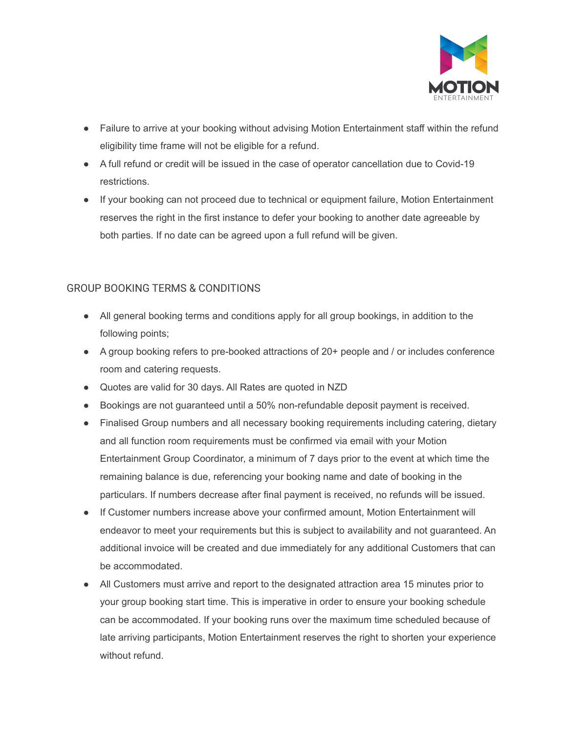- Failure to arrive at your booking without advising Motion Entertainment staff within the refund eligibility time frame will not be eligible for a refund.
- A full refund or credit will be issued in the case of operator cancellation due to Covid-19 restrictions.
- If your booking can not proceed due to technical or equipment failure, Motion Entertainment reserves the right in the first instance to defer your booking to another date agreeable by both parties. If no date can be agreed upon a full refund will be given.

## GROUP BOOKING TERMS & CONDITIONS

- All general booking terms and conditions apply for all group bookings, in addition to the following points;
- A group booking refers to pre-booked attractions of 20+ people and / or includes conference room and catering requests.
- Quotes are valid for 30 days. All Rates are quoted in NZD
- Bookings are not guaranteed until a 50% non-refundable deposit payment is received.
- Finalised Group numbers and all necessary booking requirements including catering, dietary and all function room requirements must be confirmed via email with your Motion Entertainment Group Coordinator, a minimum of 7 days prior to the event at which time the remaining balance is due, referencing your booking name and date of booking in the particulars. If numbers decrease after final payment is received, no refunds will be issued.
- If Customer numbers increase above your confirmed amount, Motion Entertainment will endeavor to meet your requirements but this is subject to availability and not guaranteed. An additional invoice will be created and due immediately for any additional Customers that can be accommodated.
- All Customers must arrive and report to the designated attraction area 15 minutes prior to your group booking start time. This is imperative in order to ensure your booking schedule can be accommodated. If your booking runs over the maximum time scheduled because of late arriving participants, Motion Entertainment reserves the right to shorten your experience without refund.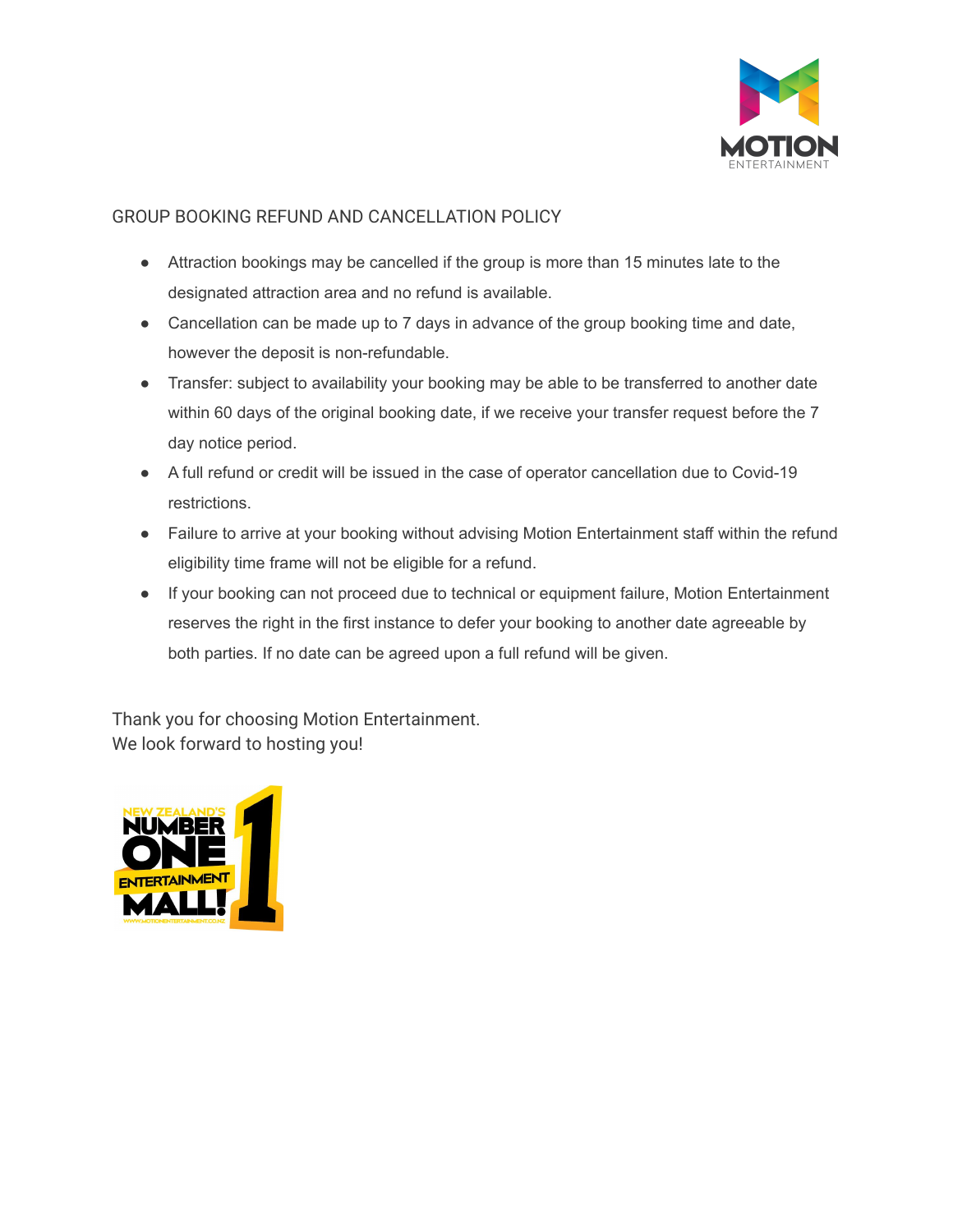## GROUP BOOKING REFUND AND CANCELLATION POLICY

- Attraction bookings may be cancelled if the group is more than 15 minutes late to the designated attraction area and no refund is available.
- Cancellation can be made up to 7 days in advance of the group booking time and date, however the deposit is non-refundable.
- Transfer: subject to availability your booking may be able to be transferred to another date within 60 days of the original booking date, if we receive your transfer request before the 7 day notice period.
- A full refund or credit will be issued in the case of operator cancellation due to Covid-19 restrictions.
- Failure to arrive at your booking without advising Motion Entertainment staff within the refund eligibility time frame will not be eligible for a refund.
- If your booking can not proceed due to technical or equipment failure, Motion Entertainment reserves the right in the first instance to defer your booking to another date agreeable by both parties. If no date can be agreed upon a full refund will be given.

Thank you for choosing Motion Entertainment.
We look forward to hosting you!